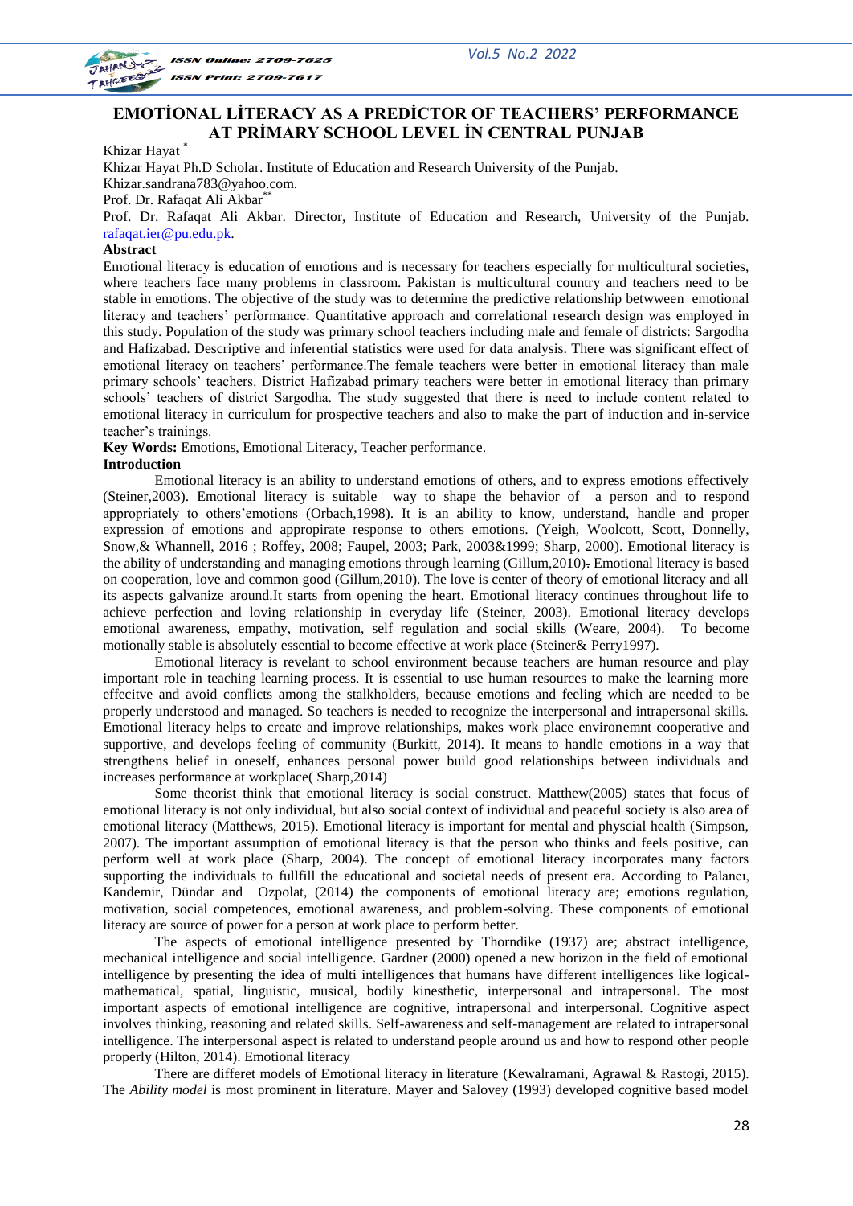# EMOTİONAL LİTERACY AS A PREDİCTOR OF TEACHERS' PERFORMANCE AT PRİMARY SCHOOL LEVEL İN CENTRAL PUNJAB

Khizar Hayat [*]

Khizar Hayat Ph.D Scholar. Institute of Education and Research University of the Punjab.
Khizar.sandrana783@yahoo.com.

Prof. Dr. Rafaqat Ali Akbar[**]

Prof. Dr. Rafaqat Ali Akbar. Director, Institute of Education and Research, University of the Punjab. rafaqat.ier@pu.edu.pk.

**Abstract**

Emotional literacy is education of emotions and is necessary for teachers especially for multicultural societies, where teachers face many problems in classroom. Pakistan is multicultural country and teachers need to be stable in emotions. The objective of the study was to determine the predictive relationship betwween emotional literacy and teachers' performance. Quantitative approach and correlational research design was employed in this study. Population of the study was primary school teachers including male and female of districts: Sargodha and Hafizabad. Descriptive and inferential statistics were used for data analysis. There was significant effect of emotional literacy on teachers' performance.The female teachers were better in emotional literacy than male primary schools' teachers. District Hafizabad primary teachers were better in emotional literacy than primary schools' teachers of district Sargodha. The study suggested that there is need to include content related to emotional literacy in curriculum for prospective teachers and also to make the part of induction and in-service teacher's trainings.

**Key Words:** Emotions, Emotional Literacy, Teacher performance.

**Introduction**

Emotional literacy is an ability to understand emotions of others, and to express emotions effectively (Steiner,2003). Emotional literacy is suitable way to shape the behavior of a person and to respond appropriately to others'emotions (Orbach,1998). It is an ability to know, understand, handle and proper expression of emotions and appropirate response to others emotions. (Yeigh, Woolcott, Scott, Donnelly, Snow,& Whannell, 2016 ; Roffey, 2008; Faupel, 2003; Park, 2003&1999; Sharp, 2000). Emotional literacy is the ability of understanding and managing emotions through learning (Gillum,2010). Emotional literacy is based on cooperation, love and common good (Gillum,2010). The love is center of theory of emotional literacy and all its aspects galvanize around.It starts from opening the heart. Emotional literacy continues throughout life to achieve perfection and loving relationship in everyday life (Steiner, 2003). Emotional literacy develops emotional awareness, empathy, motivation, self regulation and social skills (Weare, 2004). To become motionally stable is absolutely essential to become effective at work place (Steiner& Perry1997).

Emotional literacy is revelant to school environment because teachers are human resource and play important role in teaching learning process. It is essential to use human resources to make the learning more effecitve and avoid conflicts among the stalkholders, because emotions and feeling which are needed to be properly understood and managed. So teachers is needed to recognize the interpersonal and intrapersonal skills. Emotional literacy helps to create and improve relationships, makes work place environemnt cooperative and supportive, and develops feeling of community (Burkitt, 2014). It means to handle emotions in a way that strengthens belief in oneself, enhances personal power build good relationships between individuals and increases performance at workplace( Sharp,2014)

Some theorist think that emotional literacy is social construct. Matthew(2005) states that focus of emotional literacy is not only individual, but also social context of individual and peaceful society is also area of emotional literacy (Matthews, 2015). Emotional literacy is important for mental and physcial health (Simpson, 2007). The important assumption of emotional literacy is that the person who thinks and feels positive, can perform well at work place (Sharp, 2004). The concept of emotional literacy incorporates many factors supporting the individuals to fullfill the educational and societal needs of present era. According to Palancı, Kandemir, Dündar and Ozpolat, (2014) the components of emotional literacy are; emotions regulation, motivation, social competences, emotional awareness, and problem-solving. These components of emotional literacy are source of power for a person at work place to perform better.

The aspects of emotional intelligence presented by Thorndike (1937) are; abstract intelligence, mechanical intelligence and social intelligence. Gardner (2000) opened a new horizon in the field of emotional intelligence by presenting the idea of multi intelligences that humans have different intelligences like logical-mathematical, spatial, linguistic, musical, bodily kinesthetic, interpersonal and intrapersonal. The most important aspects of emotional intelligence are cognitive, intrapersonal and interpersonal. Cognitive aspect involves thinking, reasoning and related skills. Self-awareness and self-management are related to intrapersonal intelligence. The interpersonal aspect is related to understand people around us and how to respond other people properly (Hilton, 2014). Emotional literacy

There are differet models of Emotional literacy in literature (Kewalramani, Agrawal & Rastogi, 2015). The *Ability model* is most prominent in literature. Mayer and Salovey (1993) developed cognitive based model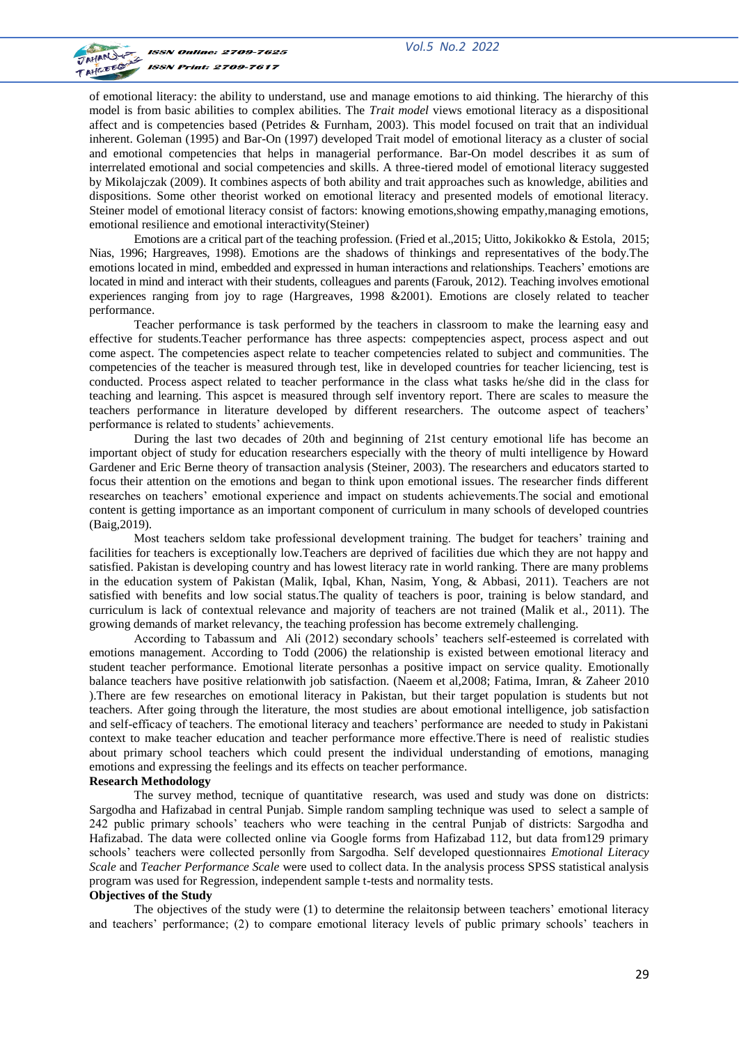of emotional literacy: the ability to understand, use and manage emotions to aid thinking. The hierarchy of this model is from basic abilities to complex abilities. The *Trait model* views emotional literacy as a dispositional affect and is competencies based (Petrides & Furnham, 2003). This model focused on trait that an individual inherent. Goleman (1995) and Bar-On (1997) developed Trait model of emotional literacy as a cluster of social and emotional competencies that helps in managerial performance. Bar-On model describes it as sum of interrelated emotional and social competencies and skills. A three-tiered model of emotional literacy suggested by Mikolajczak (2009). It combines aspects of both ability and trait approaches such as knowledge, abilities and dispositions. Some other theorist worked on emotional literacy and presented models of emotional literacy. Steiner model of emotional literacy consist of factors: knowing emotions,showing empathy,managing emotions, emotional resilience and emotional interactivity(Steiner)

Emotions are a critical part of the teaching profession. (Fried et al.,2015; Uitto, Jokikokko & Estola, 2015; Nias, 1996; Hargreaves, 1998). Emotions are the shadows of thinkings and representatives of the body.The emotions located in mind, embedded and expressed in human interactions and relationships. Teachers' emotions are located in mind and interact with their students, colleagues and parents (Farouk, 2012). Teaching involves emotional experiences ranging from joy to rage (Hargreaves, 1998 &2001). Emotions are closely related to teacher performance.

Teacher performance is task performed by the teachers in classroom to make the learning easy and effective for students.Teacher performance has three aspects: compeptencies aspect, process aspect and out come aspect. The competencies aspect relate to teacher competencies related to subject and communities. The competencies of the teacher is measured through test, like in developed countries for teacher liciencing, test is conducted. Process aspect related to teacher performance in the class what tasks he/she did in the class for teaching and learning. This aspcet is measured through self inventory report. There are scales to measure the teachers performance in literature developed by different researchers. The outcome aspect of teachers' performance is related to students' achievements.

During the last two decades of 20th and beginning of 21st century emotional life has become an important object of study for education researchers especially with the theory of multi intelligence by Howard Gardener and Eric Berne theory of transaction analysis (Steiner, 2003). The researchers and educators started to focus their attention on the emotions and began to think upon emotional issues. The researcher finds different researches on teachers' emotional experience and impact on students achievements.The social and emotional content is getting importance as an important component of curriculum in many schools of developed countries (Baig,2019).

Most teachers seldom take professional development training. The budget for teachers' training and facilities for teachers is exceptionally low.Teachers are deprived of facilities due which they are not happy and satisfied. Pakistan is developing country and has lowest literacy rate in world ranking. There are many problems in the education system of Pakistan (Malik, Iqbal, Khan, Nasim, Yong, & Abbasi, 2011). Teachers are not satisfied with benefits and low social status.The quality of teachers is poor, training is below standard, and curriculum is lack of contextual relevance and majority of teachers are not trained (Malik et al., 2011). The growing demands of market relevancy, the teaching profession has become extremely challenging.

According to Tabassum and Ali (2012) secondary schools' teachers self-esteemed is correlated with emotions management. According to Todd (2006) the relationship is existed between emotional literacy and student teacher performance. Emotional literate personhas a positive impact on service quality. Emotionally balance teachers have positive relationwith job satisfaction. (Naeem et al,2008; Fatima, Imran, & Zaheer 2010 ).There are few researches on emotional literacy in Pakistan, but their target population is students but not teachers. After going through the literature, the most studies are about emotional intelligence, job satisfaction and self-efficacy of teachers. The emotional literacy and teachers' performance are needed to study in Pakistani context to make teacher education and teacher performance more effective.There is need of realistic studies about primary school teachers which could present the individual understanding of emotions, managing emotions and expressing the feelings and its effects on teacher performance.

**Research Methodology**

The survey method, tecnique of quantitative research, was used and study was done on districts: Sargodha and Hafizabad in central Punjab. Simple random sampling technique was used to select a sample of 242 public primary schools' teachers who were teaching in the central Punjab of districts: Sargodha and Hafizabad. The data were collected online via Google forms from Hafizabad 112, but data from129 primary schools' teachers were collected personlly from Sargodha. Self developed questionnaires *Emotional Literacy Scale* and *Teacher Performance Scale* were used to collect data. In the analysis process SPSS statistical analysis program was used for Regression, independent sample t-tests and normality tests.

**Objectives of the Study**

The objectives of the study were (1) to determine the relaitonsip between teachers' emotional literacy and teachers' performance; (2) to compare emotional literacy levels of public primary schools' teachers in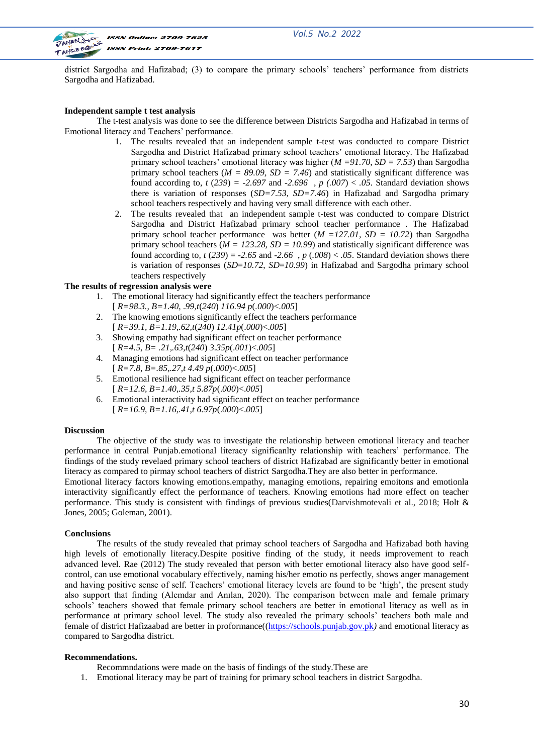district Sargodha and Hafizabad; (3) to compare the primary schools' teachers' performance from districts Sargodha and Hafizabad.

**Independent sample t test analysis**

The t-test analysis was done to see the difference between Districts Sargodha and Hafizabad in terms of Emotional literacy and Teachers' performance.

1. The results revealed that an independent sample t-test was conducted to compare District Sargodha and District Hafizabad primary school teachers' emotional literacy. The Hafizabad primary school teachers' emotional literacy was higher ($M = 91.70$, $SD = 7.53$) than Sargodha primary school teachers ($M = 89.09$, $SD = 7.46$) and statistically significant difference was found according to, $t(239) = -2.697$ and $-2.696$ , $p(.007) < .05$. Standard deviation shows there is variation of responses ($SD=7.53$, $SD=7.46$) in Hafizabad and Sargodha primary school teachers respectively and having very small difference with each other.
2. The results revealed that an independent sample t-test was conducted to compare District Sargodha and District Hafizabad primary school teacher performance . The Hafizabad primary school teacher performance was better ($M = 127.01$, $SD = 10.72$) than Sargodha primary school teachers ($M = 123.28$, $SD = 10.99$) and statistically significant difference was found according to, $t(239) = -2.65$ and $-2.66$ , $p(.008) < .05$. Standard deviation shows there is variation of responses ($SD=10.72$, $SD=10.99$) in Hafizabad and Sargodha primary school teachers respectively

**The results of regression analysis were**

1. The emotional literacy had significantly effect the teachers performance [ $R=98.3.$, $B=1.40$, $.99$, $t(240)$ $116.94$ $p(.000)<.005$]
2. The knowing emotions significantly effect the teachers performance [ $R=39.1$, $B=1.19$, $.62$, $t(240)$ $12.41p(.000)<.005$]
3. Showing empathy had significant effect on teacher performance [ $R=4.5$, $B= .21$, $.63$, $t(240)$ $3.35p(.001)<.005$]
4. Managing emotions had significant effect on teacher performance [ $R=7.8$, $B=.85$, $.27$, $t$ $4.49$ $p(.000)<.005$]
5. Emotional resilience had significant effect on teacher performance [ $R=12.6$, $B=1.40$, $.35$, $t$ $5.87p(.000)<.005$]
6. Emotional interactivity had significant effect on teacher performance [ $R=16.9$, $B=1.16$, $.41$, $t$ $6.97p(.000)<.005$]

**Discussion**

The objective of the study was to investigate the relationship between emotional literacy and teacher performance in central Punjab.emotional literacy significanlty relationship with teachers' performance. The findings of the study revelaed primary school teachers of district Hafizabad are significantly better in emotional literacy as compared to pirmay school teachers of district Sargodha.They are also better in performance.

Emotional literacy factors knowing emotions.empathy, managing emotions, repairing emoitons and emotionla interactivity significantly effect the performance of teachers. Knowing emotions had more effect on teacher performance. This study is consistent with findings of previous studies(Darvishmotevali et al., 2018; Holt & Jones, 2005; Goleman, 2001).

**Conclusions**

The results of the study revealed that primay school teachers of Sargodha and Hafizabad both having high levels of emotionally literacy.Despite positive finding of the study, it needs improvement to reach advanced level. Rae (2012) The study revealed that person with better emotional literacy also have good self-control, can use emotional vocabulary effectively, naming his/her emotio ns perfectly, shows anger management and having positive sense of self. Teachers' emotional literacy levels are found to be 'high', the present study also support that finding (Alemdar and Anılan, 2020). The comparison between male and female primary schools' teachers showed that female primary school teachers are better in emotional literacy as well as in performance at primary school level. The study also revealed the primary schools' teachers both male and female of district Hafizaabad are better in proformance((https://schools.punjab.gov.pk*)* and emotional literacy as compared to Sargodha district.

**Recommendations.**

Recommndations were made on the basis of findings of the study.These are

1. Emotional literacy may be part of training for primary school teachers in district Sargodha.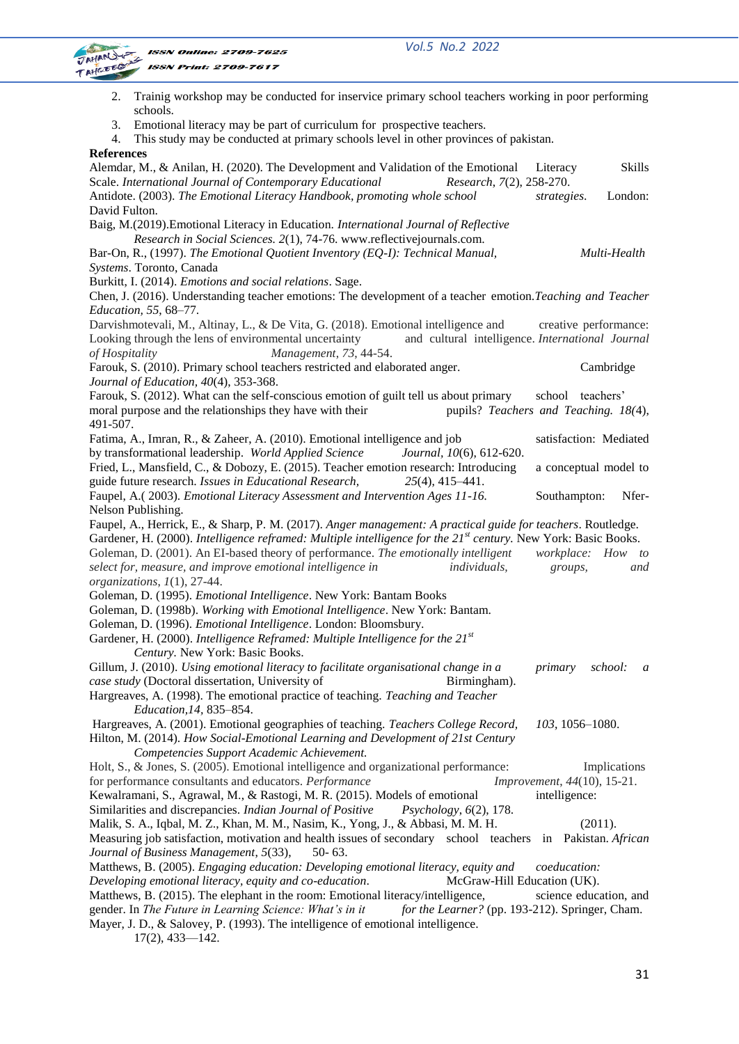2. Trainig workshop may be conducted for inservice primary school teachers working in poor performing schools.
3. Emotional literacy may be part of curriculum for prospective teachers.
4. This study may be conducted at primary schools level in other provinces of pakistan.

**References**

Alemdar, M., & Anilan, H. (2020). The Development and Validation of the Emotional Literacy Skills Scale. *International Journal of Contemporary Educational Research*, *7*(2), 258-270.

Antidote. (2003). *The Emotional Literacy Handbook, promoting whole school strategies*. London: David Fulton.

Baig, M.(2019).Emotional Literacy in Education. *International Journal of Reflective Research in Social Sciences. 2*(1), 74-76. www.reflectivejournals.com.

Bar-On, R., (1997). *The Emotional Quotient Inventory (EQ-I): Technical Manual, Multi-Health Systems*. Toronto, Canada

Burkitt, I. (2014). *Emotions and social relations*. Sage.

Chen, J. (2016). Understanding teacher emotions: The development of a teacher emotion.*Teaching and Teacher Education, 55*, 68–77.

Darvishmotevali, M., Altinay, L., & De Vita, G. (2018). Emotional intelligence and creative performance: Looking through the lens of environmental uncertainty and cultural intelligence. *International Journal of Hospitality Management*, *73*, 44-54.

Farouk, S. (2010). Primary school teachers restricted and elaborated anger. *Cambridge Journal of Education, 40*(4), 353-368.

Farouk, S. (2012). What can the self-conscious emotion of guilt tell us about primary school teachers' moral purpose and the relationships they have with their pupils? *Teachers and Teaching. 18(*4), 491-507.

Fatima, A., Imran, R., & Zaheer, A. (2010). Emotional intelligence and job satisfaction: Mediated by transformational leadership. *World Applied Science Journal, 10*(6), 612-620.

Fried, L., Mansfield, C., & Dobozy, E. (2015). Teacher emotion research: Introducing a conceptual model to guide future research. *Issues in Educational Research,* *25*(4), 415–441.

Faupel, A.( 2003). *Emotional Literacy Assessment and Intervention Ages 11-16.* Southampton: Nfer-Nelson Publishing.

Faupel, A., Herrick, E., & Sharp, P. M. (2017). *Anger management: A practical guide for teachers*. Routledge.

Gardener, H. (2000). *Intelligence reframed: Multiple intelligence for the 21st century.* New York: Basic Books.

Goleman, D. (2001). An EI-based theory of performance. *The emotionally intelligent workplace: How to select for, measure, and improve emotional intelligence in individuals, groups, and organizations*, *1*(1), 27-44.

Goleman, D. (1995). *Emotional Intelligence*. New York: Bantam Books

Goleman, D. (1998b). *Working with Emotional Intelligence*. New York: Bantam.

Goleman, D. (1996). *Emotional Intelligence*. London: Bloomsbury.

Gardener, H. (2000). *Intelligence Reframed: Multiple Intelligence for the 21st Century.* New York: Basic Books.

Gillum, J. (2010). *Using emotional literacy to facilitate organisational change in a primary school: a case study* (Doctoral dissertation, University of Birmingham).

Hargreaves, A. (1998). The emotional practice of teaching. *Teaching and Teacher Education,14,* 835–854.

Hargreaves, A. (2001). Emotional geographies of teaching. *Teachers College Record, 103*, 1056–1080.

Hilton, M. (2014). *How Social-Emotional Learning and Development of 21st Century Competencies Support Academic Achievement.*

Holt, S., & Jones, S. (2005). Emotional intelligence and organizational performance: Implications for performance consultants and educators. *Performance Improvement*, *44*(10), 15-21.

Kewalramani, S., Agrawal, M., & Rastogi, M. R. (2015). Models of emotional intelligence: Similarities and discrepancies. *Indian Journal of Positive Psychology*, *6*(2), 178.

Malik, S. A., Iqbal, M. Z., Khan, M. M., Nasim, K., Yong, J., & Abbasi, M. M. H. (2011). Measuring job satisfaction, motivation and health issues of secondary school teachers in Pakistan. *African Journal of Business Management*, *5*(33), 50- 63.

Matthews, B. (2005). *Engaging education: Developing emotional literacy, equity and coeducation: Developing emotional literacy, equity and co-education*. McGraw-Hill Education (UK).

Matthews, B. (2015). The elephant in the room: Emotional literacy/intelligence, science education, and gender. In *The Future in Learning Science: What's in it for the Learner?* (pp. 193-212). Springer, Cham.

Mayer, J. D., & Salovey, P. (1993). The intelligence of emotional intelligence. 17(2), 433—142.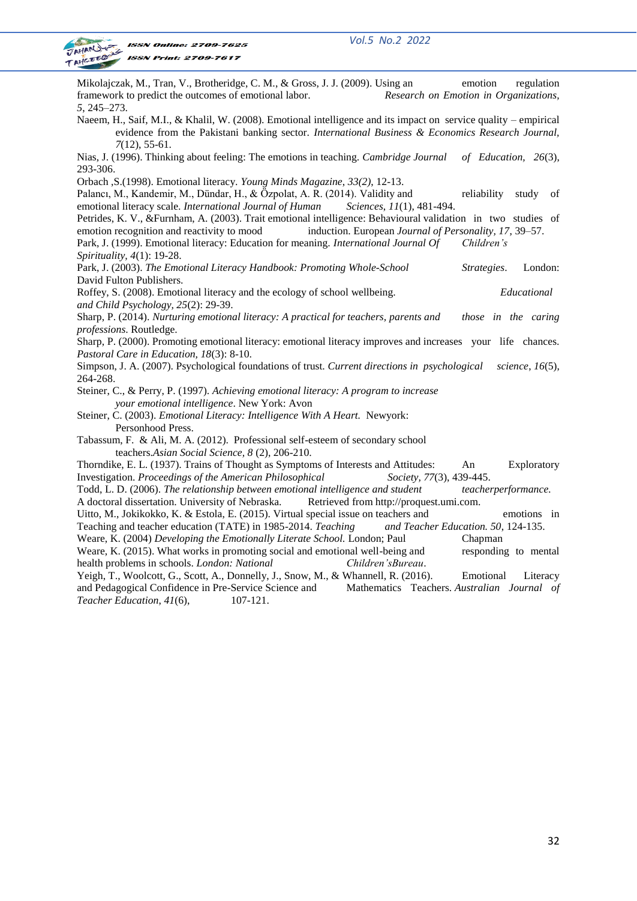Mikolajczak, M., Tran, V., Brotheridge, C. M., & Gross, J. J. (2009). Using an emotion regulation framework to predict the outcomes of emotional labor. *Research on Emotion in Organizations, 5*, 245–273.

Naeem, H., Saif, M.I., & Khalil, W. (2008). Emotional intelligence and its impact on service quality – empirical evidence from the Pakistani banking sector. *International Business & Economics Research Journal, 7*(12), 55-61.

Nias, J. (1996). Thinking about feeling: The emotions in teaching. *Cambridge Journal of Education, 26*(3), 293-306.

Orbach ,S.(1998). Emotional literacy. *Young Minds Magazine, 33(2)*, 12-13.

Palancı, M., Kandemir, M., Dündar, H., & Özpolat, A. R. (2014). Validity and reliability study of emotional literacy scale. *International Journal of Human Sciences, 11*(1), 481-494.

Petrides, K. V., &Furnham, A. (2003). Trait emotional intelligence: Behavioural validation in two studies of emotion recognition and reactivity to mood induction. European *Journal of Personality, 17*, 39–57.

Park, J. (1999). Emotional literacy: Education for meaning. *International Journal Of Children's Spirituality, 4*(1): 19-28.

Park, J. (2003). *The Emotional Literacy Handbook: Promoting Whole-School Strategies*. London: David Fulton Publishers.

Roffey, S. (2008). Emotional literacy and the ecology of school wellbeing. *Educational and Child Psychology, 25*(2): 29-39.

Sharp, P. (2014). *Nurturing emotional literacy: A practical for teachers, parents and those in the caring professions.* Routledge.

Sharp, P. (2000). Promoting emotional literacy: emotional literacy improves and increases your life chances. *Pastoral Care in Education, 18*(3): 8-10.

Simpson, J. A. (2007). Psychological foundations of trust. *Current directions in psychological science*, *16*(5), 264-268.

Steiner, C., & Perry, P. (1997). *Achieving emotional literacy: A program to increase your emotional intelligence*. New York: Avon

Steiner, C. (2003). *Emotional Literacy: Intelligence With A Heart.* Newyork: Personhood Press.

Tabassum, F. & Ali, M. A. (2012). Professional self-esteem of secondary school teachers.*Asian Social Science, 8* (2), 206-210.

Thorndike, E. L. (1937). Trains of Thought as Symptoms of Interests and Attitudes: An Exploratory Investigation. *Proceedings of the American Philosophical Society, 77*(3), 439-445.

Todd, L. D. (2006). *The relationship between emotional intelligence and student teacherperformance.* A doctoral dissertation. University of Nebraska. Retrieved from http://proquest.umi.com.

Uitto, M., Jokikokko, K. & Estola, E. (2015). Virtual special issue on teachers and emotions in Teaching and teacher education (TATE) in 1985-2014. *Teaching and Teacher Education. 50*, 124-135.

Weare, K. (2004) *Developing the Emotionally Literate School.* London; Paul Chapman

Weare, K. (2015). What works in promoting social and emotional well-being and responding to mental health problems in schools. *London: National Children'sBureau*.

Yeigh, T., Woolcott, G., Scott, A., Donnelly, J., Snow, M., & Whannell, R. (2016). Emotional Literacy and Pedagogical Confidence in Pre-Service Science and Mathematics Teachers. *Australian Journal of Teacher Education, 41*(6), 107-121.